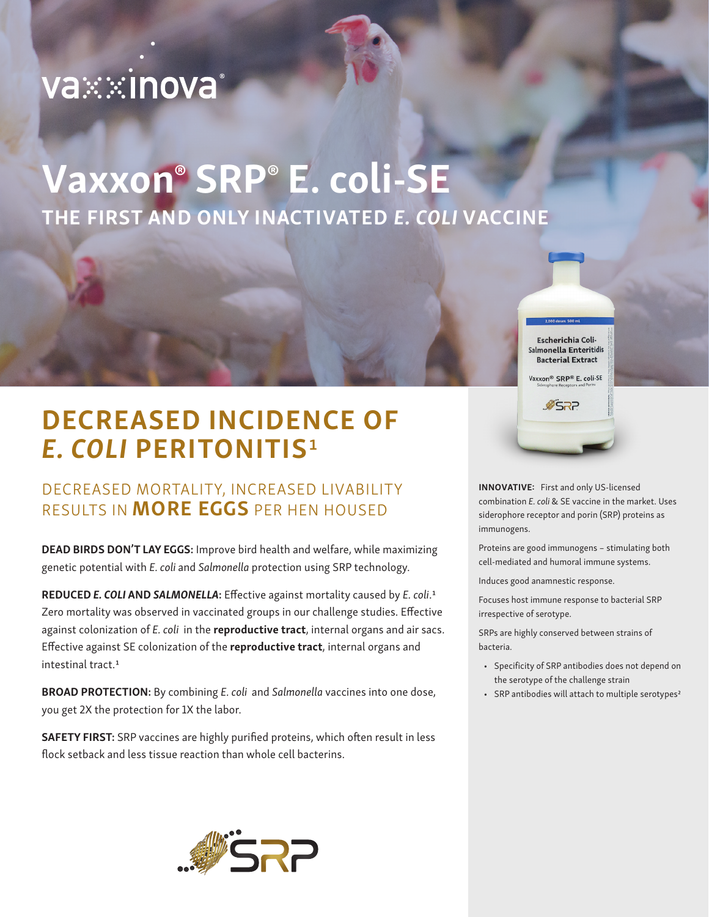vaxxinova®

# Vaxxon® SRP® E. coli-SE

## THE FIRST AND ONLY INACTIVATED *E. COLI* VACCINE

## DECREASED INCIDENCE OF *E. COLI* PERITONITIS[1]

### DECREASED MORTALITY, INCREASED LIVABILITY RESULTS IN **MORE EGGS** PER HEN HOUSED

**DEAD BIRDS DON'T LAY EGGS:** Improve bird health and welfare, while maximizing genetic potential with *E. coli* and *Salmonella* protection using SRP technology.

**REDUCED *E. COLI* AND *SALMONELLA*:** Effective against mortality caused by *E. coli*.[1] Zero mortality was observed in vaccinated groups in our challenge studies. Effective against colonization of *E. coli* in the **reproductive tract**, internal organs and air sacs. Effective against SE colonization of the **reproductive tract**, internal organs and intestinal tract.[1]

**BROAD PROTECTION:** By combining *E. coli* and *Salmonella* vaccines into one dose, you get 2X the protection for 1X the labor.

**SAFETY FIRST:** SRP vaccines are highly purified proteins, which often result in less flock setback and less tissue reaction than whole cell bacterins.

**INNOVATIVE:** First and only US-licensed combination *E. coli* & SE vaccine in the market. Uses siderophore receptor and porin (SRP) proteins as immunogens.

Proteins are good immunogens – stimulating both cell-mediated and humoral immune systems.

Induces good anamnestic response.

Focuses host immune response to bacterial SRP irrespective of serotype.

SRPs are highly conserved between strains of bacteria.

- Specificity of SRP antibodies does not depend on the serotype of the challenge strain
- SRP antibodies will attach to multiple serotypes[2]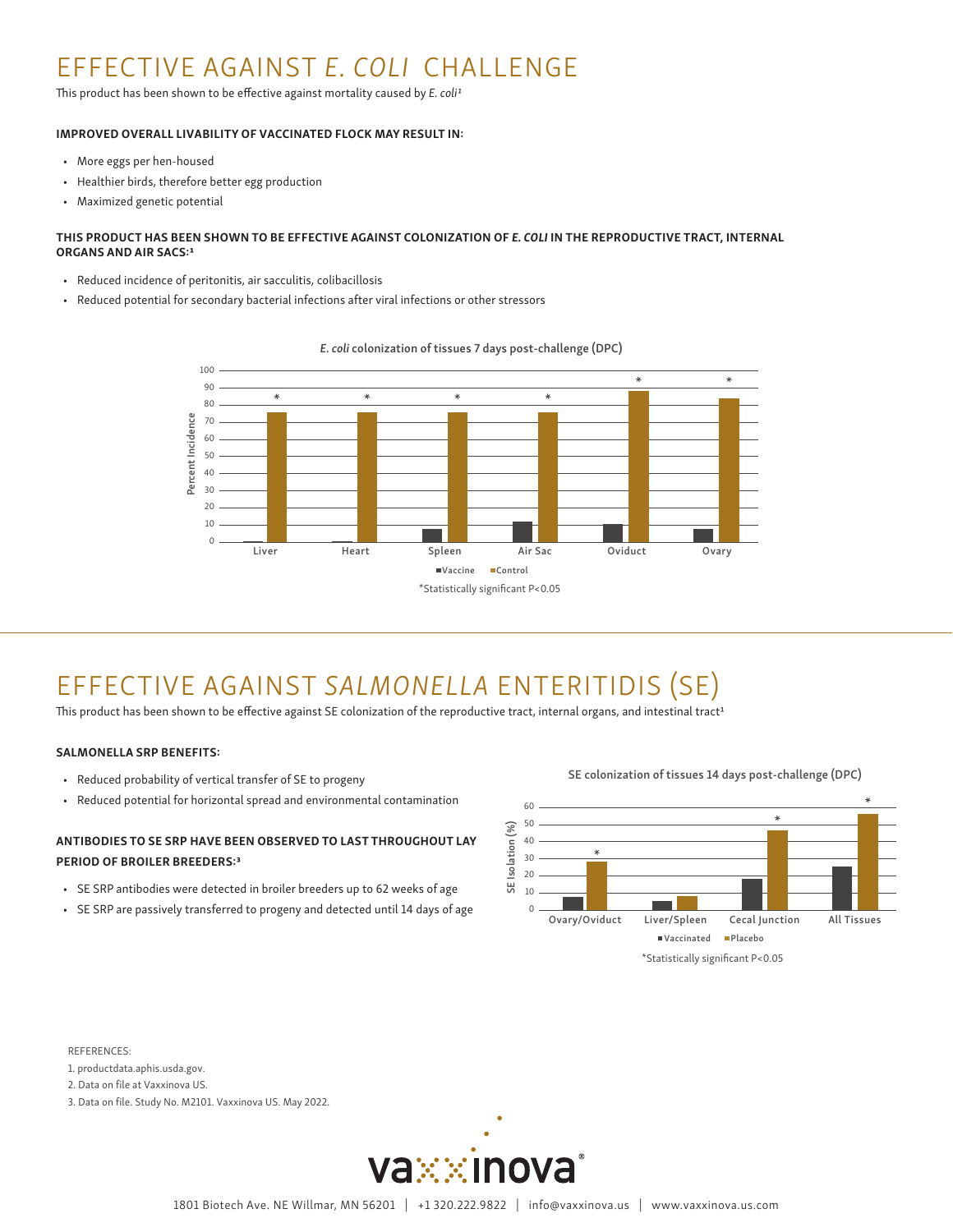# EFFECTIVE AGAINST *E. COLI* CHALLENGE

This product has been shown to be effective against mortality caused by *E. coli*[1]

**IMPROVED OVERALL LIVABILITY OF VACCINATED FLOCK MAY RESULT IN:**

- More eggs per hen-housed
- Healthier birds, therefore better egg production
- Maximized genetic potential

**THIS PRODUCT HAS BEEN SHOWN TO BE EFFECTIVE AGAINST COLONIZATION OF *E. COLI* IN THE REPRODUCTIVE TRACT, INTERNAL ORGANS AND AIR SACS:[1]**

- Reduced incidence of peritonitis, air sacculitis, colibacillosis
- Reduced potential for secondary bacterial infections after viral infections or other stressors

*E. coli* colonization of tissues 7 days post-challenge (DPC)

Percent Incidence

100
90
80
70
60
50
40
30
20
10
0

Liver
Heart
Spleen
Air Sac
Oviduct
Ovary

Vaccine
Control

*Statistically significant P<0.05

# EFFECTIVE AGAINST *SALMONELLA* ENTERITIDIS (SE)

This product has been shown to be effective against SE colonization of the reproductive tract, internal organs, and intestinal tract[1]

**SALMONELLA SRP BENEFITS:**

- Reduced probability of vertical transfer of SE to progeny
- Reduced potential for horizontal spread and environmental contamination

**ANTIBODIES TO SE SRP HAVE BEEN OBSERVED TO LAST THROUGHOUT LAY PERIOD OF BROILER BREEDERS:[3]**

- SE SRP antibodies were detected in broiler breeders up to 62 weeks of age
- SE SRP are passively transferred to progeny and detected until 14 days of age

SE colonization of tissues 14 days post-challenge (DPC)

SE Isolation (%)

60
50
40
30
20
10
0

Ovary/Oviduct
Liver/Spleen
Cecal Junction
All Tissues

Vaccinated
Placebo

*Statistically significant P<0.05

REFERENCES:

1. productdata.aphis.usda.gov.
2. Data on file at Vaxxinova US.
3. Data on file. Study No. M2101. Vaxxinova US. May 2022.

vaxxinova®

1801 Biotech Ave. NE Willmar, MN 56201 | +1 320.222.9822 | info@vaxxinova.us | www.vaxxinova.us.com